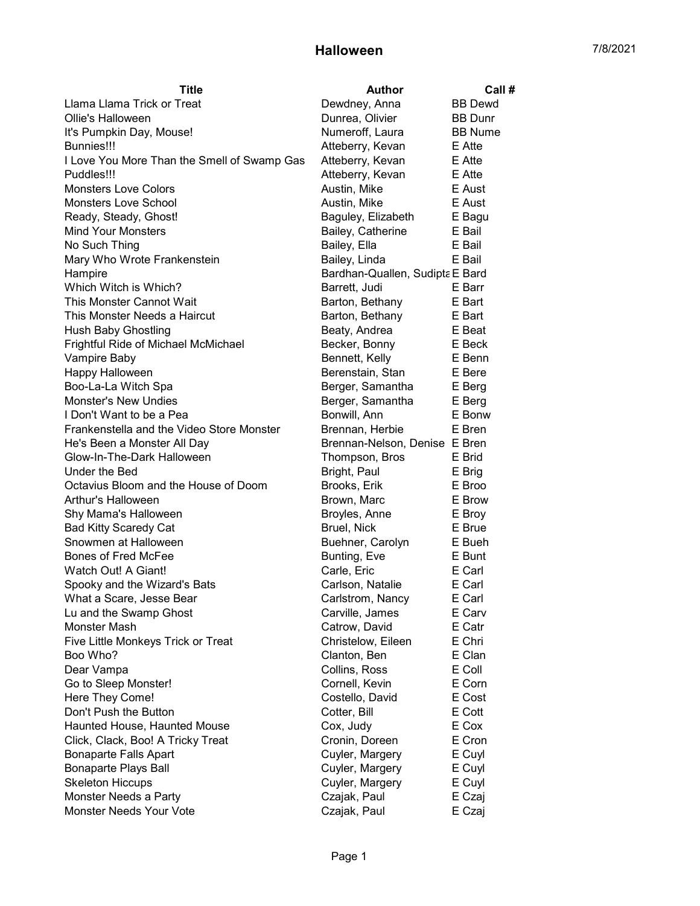# Halloween

7/8/2021

| Title | Author | Call # |
|---|---|---|
| Llama Llama Trick or Treat | Dewdney, Anna | BB Dewd |
| Ollie's Halloween | Dunrea, Olivier | BB Dunr |
| It's Pumpkin Day, Mouse! | Numeroff, Laura | BB Nume |
| Bunnies!!! | Atteberry, Kevan | E Atte |
| I Love You More Than the Smell of Swamp Gas | Atteberry, Kevan | E Atte |
| Puddles!!! | Atteberry, Kevan | E Atte |
| Monsters Love Colors | Austin, Mike | E Aust |
| Monsters Love School | Austin, Mike | E Aust |
| Ready, Steady, Ghost! | Baguley, Elizabeth | E Bagu |
| Mind Your Monsters | Bailey, Catherine | E Bail |
| No Such Thing | Bailey, Ella | E Bail |
| Mary Who Wrote Frankenstein | Bailey, Linda | E Bail |
| Hampire | Bardhan-Quallen, Sudipta | E Bard |
| Which Witch is Which? | Barrett, Judi | E Barr |
| This Monster Cannot Wait | Barton, Bethany | E Bart |
| This Monster Needs a Haircut | Barton, Bethany | E Bart |
| Hush Baby Ghostling | Beaty, Andrea | E Beat |
| Frightful Ride of Michael McMichael | Becker, Bonny | E Beck |
| Vampire Baby | Bennett, Kelly | E Benn |
| Happy Halloween | Berenstain, Stan | E Bere |
| Boo-La-La Witch Spa | Berger, Samantha | E Berg |
| Monster's New Undies | Berger, Samantha | E Berg |
| I Don't Want to be a Pea | Bonwill, Ann | E Bonw |
| Frankenstella and the Video Store Monster | Brennan, Herbie | E Bren |
| He's Been a Monster All Day | Brennan-Nelson, Denise | E Bren |
| Glow-In-The-Dark Halloween | Thompson, Bros | E Brid |
| Under the Bed | Bright, Paul | E Brig |
| Octavius Bloom and the House of Doom | Brooks, Erik | E Broo |
| Arthur's Halloween | Brown, Marc | E Brow |
| Shy Mama's Halloween | Broyles, Anne | E Broy |
| Bad Kitty Scaredy Cat | Bruel, Nick | E Brue |
| Snowmen at Halloween | Buehner, Carolyn | E Bueh |
| Bones of Fred McFee | Bunting, Eve | E Bunt |
| Watch Out! A Giant! | Carle, Eric | E Carl |
| Spooky and the Wizard's Bats | Carlson, Natalie | E Carl |
| What a Scare, Jesse Bear | Carlstrom, Nancy | E Carl |
| Lu and the Swamp Ghost | Carville, James | E Carv |
| Monster Mash | Catrow, David | E Catr |
| Five Little Monkeys Trick or Treat | Christelow, Eileen | E Chri |
| Boo Who? | Clanton, Ben | E Clan |
| Dear Vampa | Collins, Ross | E Coll |
| Go to Sleep Monster! | Cornell, Kevin | E Corn |
| Here They Come! | Costello, David | E Cost |
| Don't Push the Button | Cotter, Bill | E Cott |
| Haunted House, Haunted Mouse | Cox, Judy | E Cox |
| Click, Clack, Boo! A Tricky Treat | Cronin, Doreen | E Cron |
| Bonaparte Falls Apart | Cuyler, Margery | E Cuyl |
| Bonaparte Plays Ball | Cuyler, Margery | E Cuyl |
| Skeleton Hiccups | Cuyler, Margery | E Cuyl |
| Monster Needs a Party | Czajak, Paul | E Czaj |
| Monster Needs Your Vote | Czajak, Paul | E Czaj |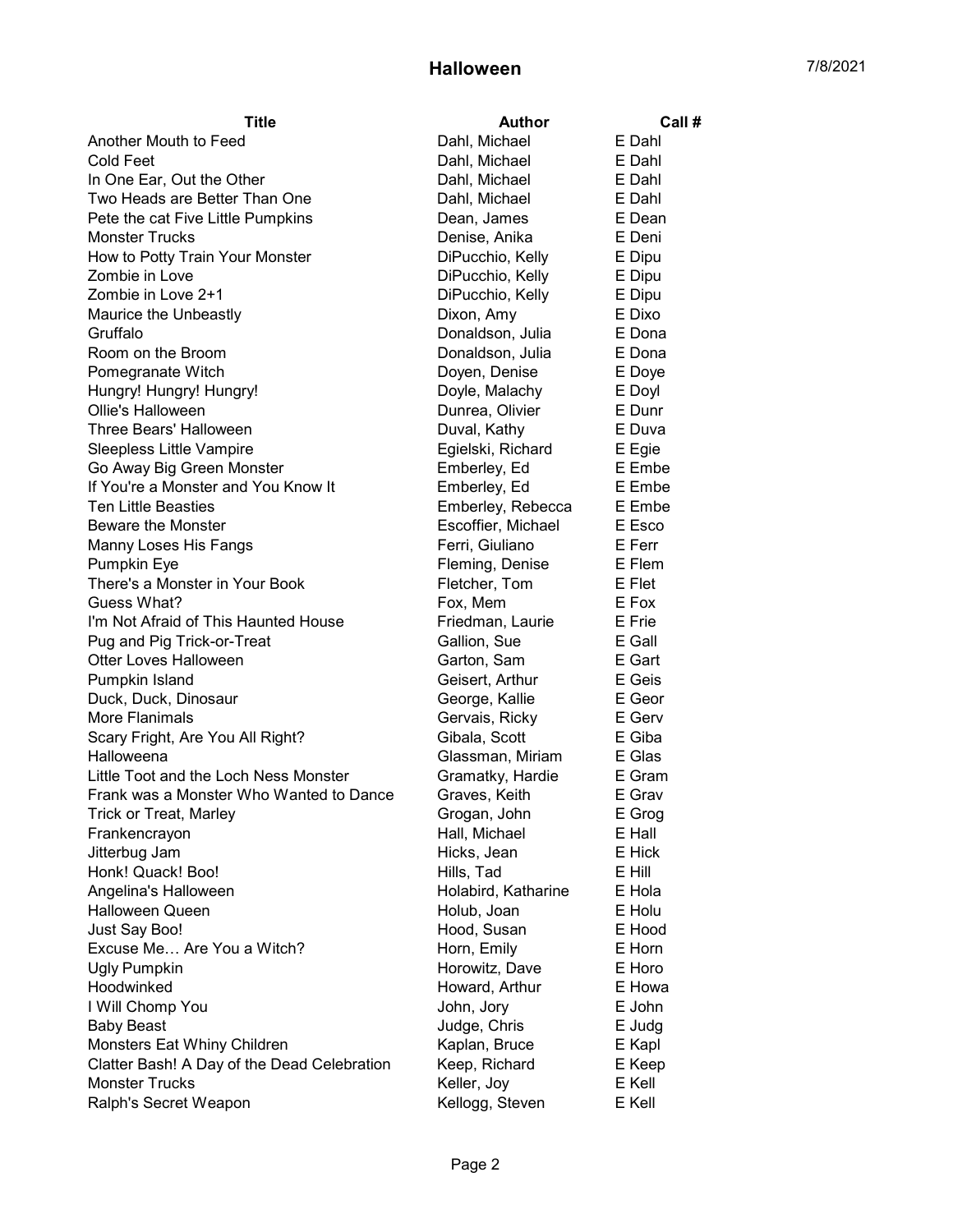# Halloween

7/8/2021

| Title | Author | Call # |
|---|---|---|
| Another Mouth to Feed | Dahl, Michael | E Dahl |
| Cold Feet | Dahl, Michael | E Dahl |
| In One Ear, Out the Other | Dahl, Michael | E Dahl |
| Two Heads are Better Than One | Dahl, Michael | E Dahl |
| Pete the cat Five Little Pumpkins | Dean, James | E Dean |
| Monster Trucks | Denise, Anika | E Deni |
| How to Potty Train Your Monster | DiPucchio, Kelly | E Dipu |
| Zombie in Love | DiPucchio, Kelly | E Dipu |
| Zombie in Love 2+1 | DiPucchio, Kelly | E Dipu |
| Maurice the Unbeastly | Dixon, Amy | E Dixo |
| Gruffalo | Donaldson, Julia | E Dona |
| Room on the Broom | Donaldson, Julia | E Dona |
| Pomegranate Witch | Doyen, Denise | E Doye |
| Hungry! Hungry! Hungry! | Doyle, Malachy | E Doyl |
| Ollie's Halloween | Dunrea, Olivier | E Dunr |
| Three Bears' Halloween | Duval, Kathy | E Duva |
| Sleepless Little Vampire | Egielski, Richard | E Egie |
| Go Away Big Green Monster | Emberley, Ed | E Embe |
| If You're a Monster and You Know It | Emberley, Ed | E Embe |
| Ten Little Beasties | Emberley, Rebecca | E Embe |
| Beware the Monster | Escoffier, Michael | E Esco |
| Manny Loses His Fangs | Ferri, Giuliano | E Ferr |
| Pumpkin Eye | Fleming, Denise | E Flem |
| There's a Monster in Your Book | Fletcher, Tom | E Flet |
| Guess What? | Fox, Mem | E Fox |
| I'm Not Afraid of This Haunted House | Friedman, Laurie | E Frie |
| Pug and Pig Trick-or-Treat | Gallion, Sue | E Gall |
| Otter Loves Halloween | Garton, Sam | E Gart |
| Pumpkin Island | Geisert, Arthur | E Geis |
| Duck, Duck, Dinosaur | George, Kallie | E Geor |
| More Flanimals | Gervais, Ricky | E Gerv |
| Scary Fright, Are You All Right? | Gibala, Scott | E Giba |
| Halloweena | Glassman, Miriam | E Glas |
| Little Toot and the Loch Ness Monster | Gramatky, Hardie | E Gram |
| Frank was a Monster Who Wanted to Dance | Graves, Keith | E Grav |
| Trick or Treat, Marley | Grogan, John | E Grog |
| Frankencrayon | Hall, Michael | E Hall |
| Jitterbug Jam | Hicks, Jean | E Hick |
| Honk! Quack! Boo! | Hills, Tad | E Hill |
| Angelina's Halloween | Holabird, Katharine | E Hola |
| Halloween Queen | Holub, Joan | E Holu |
| Just Say Boo! | Hood, Susan | E Hood |
| Excuse Me… Are You a Witch? | Horn, Emily | E Horn |
| Ugly Pumpkin | Horowitz, Dave | E Horo |
| Hoodwinked | Howard, Arthur | E Howa |
| I Will Chomp You | John, Jory | E John |
| Baby Beast | Judge, Chris | E Judg |
| Monsters Eat Whiny Children | Kaplan, Bruce | E Kapl |
| Clatter Bash! A Day of the Dead Celebration | Keep, Richard | E Keep |
| Monster Trucks | Keller, Joy | E Kell |
| Ralph's Secret Weapon | Kellogg, Steven | E Kell |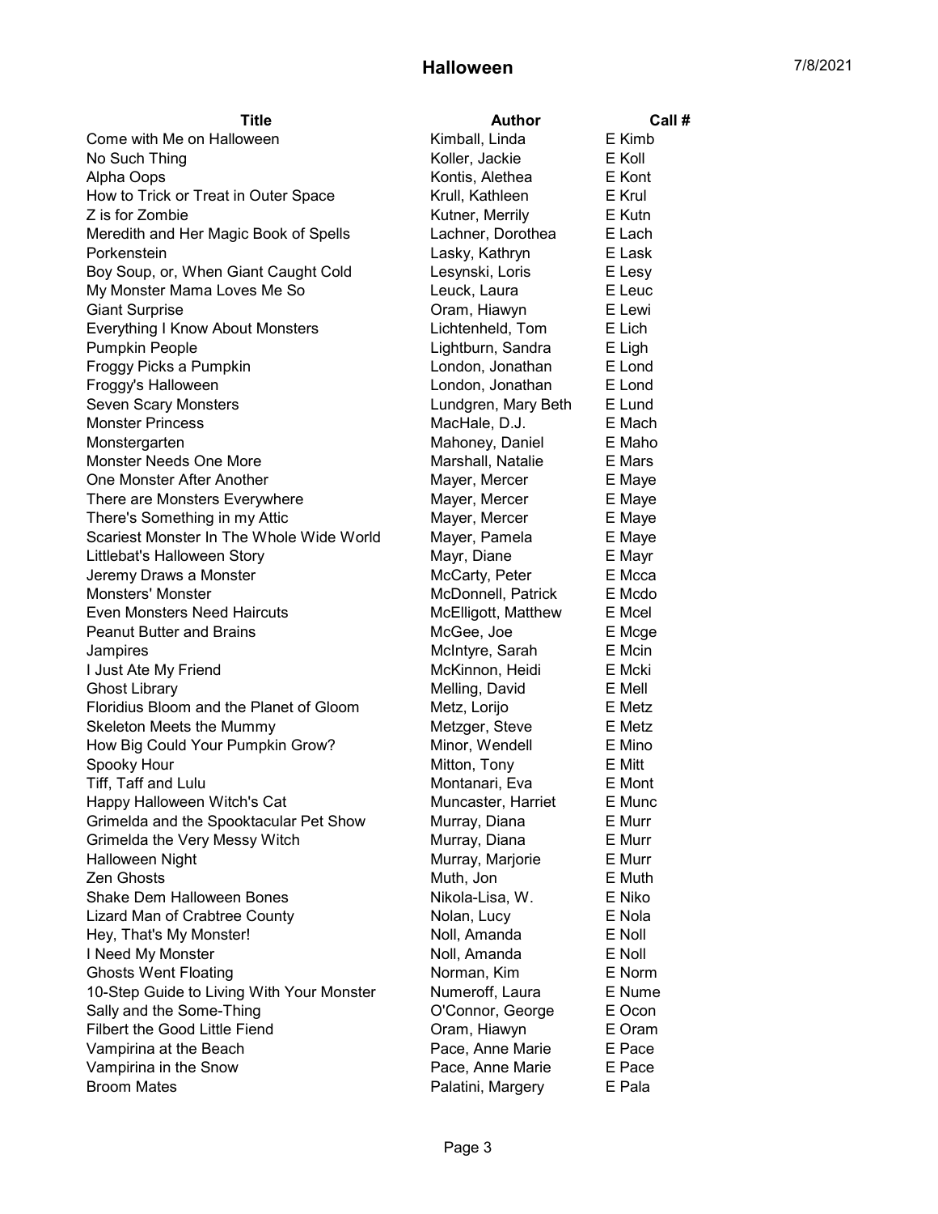| Title | Author | Call # |
| --- | --- | --- |
| Come with Me on Halloween | Kimball, Linda | E Kimb |
| No Such Thing | Koller, Jackie | E Koll |
| Alpha Oops | Kontis, Alethea | E Kont |
| How to Trick or Treat in Outer Space | Krull, Kathleen | E Krul |
| Z is for Zombie | Kutner, Merrily | E Kutn |
| Meredith and Her Magic Book of Spells | Lachner, Dorothea | E Lach |
| Porkenstein | Lasky, Kathryn | E Lask |
| Boy Soup, or, When Giant Caught Cold | Lesynski, Loris | E Lesy |
| My Monster Mama Loves Me So | Leuck, Laura | E Leuc |
| Giant Surprise | Oram, Hiawyn | E Lewi |
| Everything I Know About Monsters | Lichtenheld, Tom | E Lich |
| Pumpkin People | Lightburn, Sandra | E Ligh |
| Froggy Picks a Pumpkin | London, Jonathan | E Lond |
| Froggy's Halloween | London, Jonathan | E Lond |
| Seven Scary Monsters | Lundgren, Mary Beth | E Lund |
| Monster Princess | MacHale, D.J. | E Mach |
| Monstergarten | Mahoney, Daniel | E Maho |
| Monster Needs One More | Marshall, Natalie | E Mars |
| One Monster After Another | Mayer, Mercer | E Maye |
| There are Monsters Everywhere | Mayer, Mercer | E Maye |
| There's Something in my Attic | Mayer, Mercer | E Maye |
| Scariest Monster In The Whole Wide World | Mayer, Pamela | E Maye |
| Littlebat's Halloween Story | Mayr, Diane | E Mayr |
| Jeremy Draws a Monster | McCarty, Peter | E Mcca |
| Monsters' Monster | McDonnell, Patrick | E Mcdo |
| Even Monsters Need Haircuts | McElligott, Matthew | E Mcel |
| Peanut Butter and Brains | McGee, Joe | E Mcge |
| Jampires | McIntyre, Sarah | E Mcin |
| I Just Ate My Friend | McKinnon, Heidi | E Mcki |
| Ghost Library | Melling, David | E Mell |
| Floridius Bloom and the Planet of Gloom | Metz, Lorijo | E Metz |
| Skeleton Meets the Mummy | Metzger, Steve | E Metz |
| How Big Could Your Pumpkin Grow? | Minor, Wendell | E Mino |
| Spooky Hour | Mitton, Tony | E Mitt |
| Tiff, Taff and Lulu | Montanari, Eva | E Mont |
| Happy Halloween Witch's Cat | Muncaster, Harriet | E Munc |
| Grimelda and the Spooktacular Pet Show | Murray, Diana | E Murr |
| Grimelda the Very Messy Witch | Murray, Diana | E Murr |
| Halloween Night | Murray, Marjorie | E Murr |
| Zen Ghosts | Muth, Jon | E Muth |
| Shake Dem Halloween Bones | Nikola-Lisa, W. | E Niko |
| Lizard Man of Crabtree County | Nolan, Lucy | E Nola |
| Hey, That's My Monster! | Noll, Amanda | E Noll |
| I Need My Monster | Noll, Amanda | E Noll |
| Ghosts Went Floating | Norman, Kim | E Norm |
| 10-Step Guide to Living With Your Monster | Numeroff, Laura | E Nume |
| Sally and the Some-Thing | O'Connor, George | E Ocon |
| Filbert the Good Little Fiend | Oram, Hiawyn | E Oram |
| Vampirina at the Beach | Pace, Anne Marie | E Pace |
| Vampirina in the Snow | Pace, Anne Marie | E Pace |
| Broom Mates | Palatini, Margery | E Pala |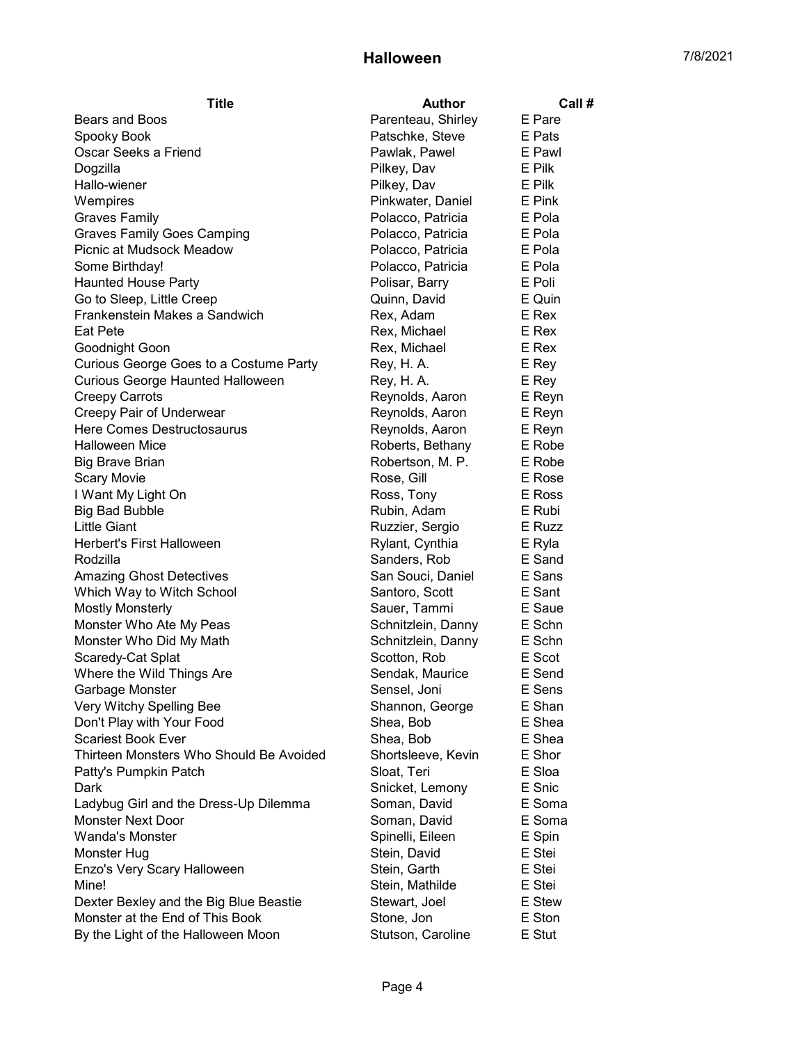| Title | Author | Call # |
|---|---|---|
| Bears and Boos | Parenteau, Shirley | E Pare |
| Spooky Book | Patschke, Steve | E Pats |
| Oscar Seeks a Friend | Pawlak, Pawel | E Pawl |
| Dogzilla | Pilkey, Dav | E Pilk |
| Hallo-wiener | Pilkey, Dav | E Pilk |
| Wempires | Pinkwater, Daniel | E Pink |
| Graves Family | Polacco, Patricia | E Pola |
| Graves Family Goes Camping | Polacco, Patricia | E Pola |
| Picnic at Mudsock Meadow | Polacco, Patricia | E Pola |
| Some Birthday! | Polacco, Patricia | E Pola |
| Haunted House Party | Polisar, Barry | E Poli |
| Go to Sleep, Little Creep | Quinn, David | E Quin |
| Frankenstein Makes a Sandwich | Rex, Adam | E Rex |
| Eat Pete | Rex, Michael | E Rex |
| Goodnight Goon | Rex, Michael | E Rex |
| Curious George Goes to a Costume Party | Rey, H. A. | E Rey |
| Curious George Haunted Halloween | Rey, H. A. | E Rey |
| Creepy Carrots | Reynolds, Aaron | E Reyn |
| Creepy Pair of Underwear | Reynolds, Aaron | E Reyn |
| Here Comes Destructosaurus | Reynolds, Aaron | E Reyn |
| Halloween Mice | Roberts, Bethany | E Robe |
| Big Brave Brian | Robertson, M. P. | E Robe |
| Scary Movie | Rose, Gill | E Rose |
| I Want My Light On | Ross, Tony | E Ross |
| Big Bad Bubble | Rubin, Adam | E Rubi |
| Little Giant | Ruzzier, Sergio | E Ruzz |
| Herbert's First Halloween | Rylant, Cynthia | E Ryla |
| Rodzilla | Sanders, Rob | E Sand |
| Amazing Ghost Detectives | San Souci, Daniel | E Sans |
| Which Way to Witch School | Santoro, Scott | E Sant |
| Mostly Monsterly | Sauer, Tammi | E Saue |
| Monster Who Ate My Peas | Schnitzlein, Danny | E Schn |
| Monster Who Did My Math | Schnitzlein, Danny | E Schn |
| Scaredy-Cat Splat | Scotton, Rob | E Scot |
| Where the Wild Things Are | Sendak, Maurice | E Send |
| Garbage Monster | Sensel, Joni | E Sens |
| Very Witchy Spelling Bee | Shannon, George | E Shan |
| Don't Play with Your Food | Shea, Bob | E Shea |
| Scariest Book Ever | Shea, Bob | E Shea |
| Thirteen Monsters Who Should Be Avoided | Shortsleeve, Kevin | E Shor |
| Patty's Pumpkin Patch | Sloat, Teri | E Sloa |
| Dark | Snicket, Lemony | E Snic |
| Ladybug Girl and the Dress-Up Dilemma | Soman, David | E Soma |
| Monster Next Door | Soman, David | E Soma |
| Wanda's Monster | Spinelli, Eileen | E Spin |
| Monster Hug | Stein, David | E Stei |
| Enzo's Very Scary Halloween | Stein, Garth | E Stei |
| Mine! | Stein, Mathilde | E Stei |
| Dexter Bexley and the Big Blue Beastie | Stewart, Joel | E Stew |
| Monster at the End of This Book | Stone, Jon | E Ston |
| By the Light of the Halloween Moon | Stutson, Caroline | E Stut |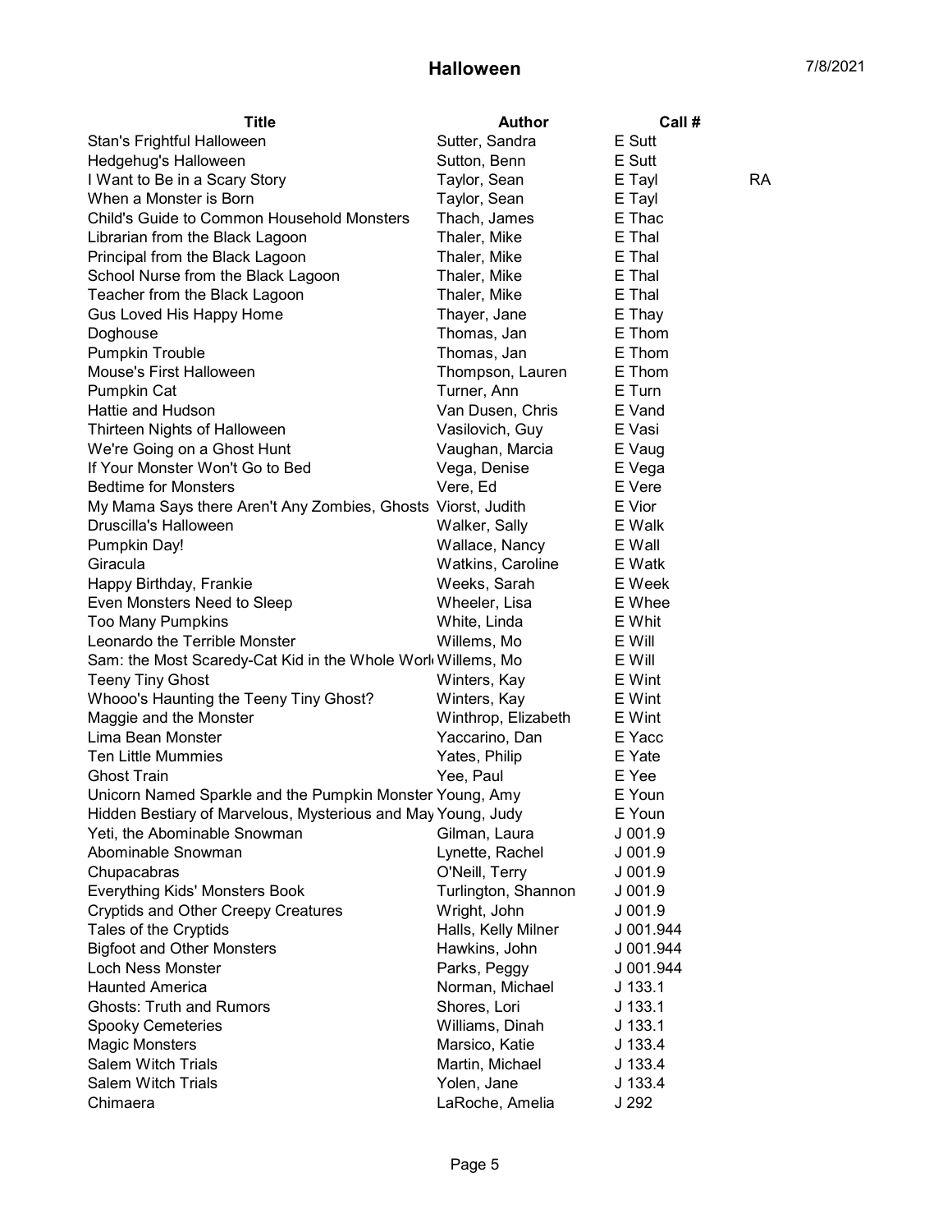# Halloween

7/8/2021

| Title | Author | Call # | |
|---|---|---|---|
| Stan's Frightful Halloween | Sutter, Sandra | E Sutt | |
| Hedgehug's Halloween | Sutton, Benn | E Sutt | |
| I Want to Be in a Scary Story | Taylor, Sean | E Tayl | RA |
| When a Monster is Born | Taylor, Sean | E Tayl | |
| Child's Guide to Common Household Monsters | Thach, James | E Thac | |
| Librarian from the Black Lagoon | Thaler, Mike | E Thal | |
| Principal from the Black Lagoon | Thaler, Mike | E Thal | |
| School Nurse from the Black Lagoon | Thaler, Mike | E Thal | |
| Teacher from the Black Lagoon | Thaler, Mike | E Thal | |
| Gus Loved His Happy Home | Thayer, Jane | E Thay | |
| Doghouse | Thomas, Jan | E Thom | |
| Pumpkin Trouble | Thomas, Jan | E Thom | |
| Mouse's First Halloween | Thompson, Lauren | E Thom | |
| Pumpkin Cat | Turner, Ann | E Turn | |
| Hattie and Hudson | Van Dusen, Chris | E Vand | |
| Thirteen Nights of Halloween | Vasilovich, Guy | E Vasi | |
| We're Going on a Ghost Hunt | Vaughan, Marcia | E Vaug | |
| If Your Monster Won't Go to Bed | Vega, Denise | E Vega | |
| Bedtime for Monsters | Vere, Ed | E Vere | |
| My Mama Says there Aren't Any Zombies, Ghosts | Viorst, Judith | E Vior | |
| Druscilla's Halloween | Walker, Sally | E Walk | |
| Pumpkin Day! | Wallace, Nancy | E Wall | |
| Giracula | Watkins, Caroline | E Watk | |
| Happy Birthday, Frankie | Weeks, Sarah | E Week | |
| Even Monsters Need to Sleep | Wheeler, Lisa | E Whee | |
| Too Many Pumpkins | White, Linda | E Whit | |
| Leonardo the Terrible Monster | Willems, Mo | E Will | |
| Sam: the Most Scaredy-Cat Kid in the Whole Worl | Willems, Mo | E Will | |
| Teeny Tiny Ghost | Winters, Kay | E Wint | |
| Whooo's Haunting the Teeny Tiny Ghost? | Winters, Kay | E Wint | |
| Maggie and the Monster | Winthrop, Elizabeth | E Wint | |
| Lima Bean Monster | Yaccarino, Dan | E Yacc | |
| Ten Little Mummies | Yates, Philip | E Yate | |
| Ghost Train | Yee, Paul | E Yee | |
| Unicorn Named Sparkle and the Pumpkin Monster | Young, Amy | E Youn | |
| Hidden Bestiary of Marvelous, Mysterious and May | Young, Judy | E Youn | |
| Yeti, the Abominable Snowman | Gilman, Laura | J 001.9 | |
| Abominable Snowman | Lynette, Rachel | J 001.9 | |
| Chupacabras | O'Neill, Terry | J 001.9 | |
| Everything Kids' Monsters Book | Turlington, Shannon | J 001.9 | |
| Cryptids and Other Creepy Creatures | Wright, John | J 001.9 | |
| Tales of the Cryptids | Halls, Kelly Milner | J 001.944 | |
| Bigfoot and Other Monsters | Hawkins, John | J 001.944 | |
| Loch Ness Monster | Parks, Peggy | J 001.944 | |
| Haunted America | Norman, Michael | J 133.1 | |
| Ghosts: Truth and Rumors | Shores, Lori | J 133.1 | |
| Spooky Cemeteries | Williams, Dinah | J 133.1 | |
| Magic Monsters | Marsico, Katie | J 133.4 | |
| Salem Witch Trials | Martin, Michael | J 133.4 | |
| Salem Witch Trials | Yolen, Jane | J 133.4 | |
| Chimaera | LaRoche, Amelia | J 292 | |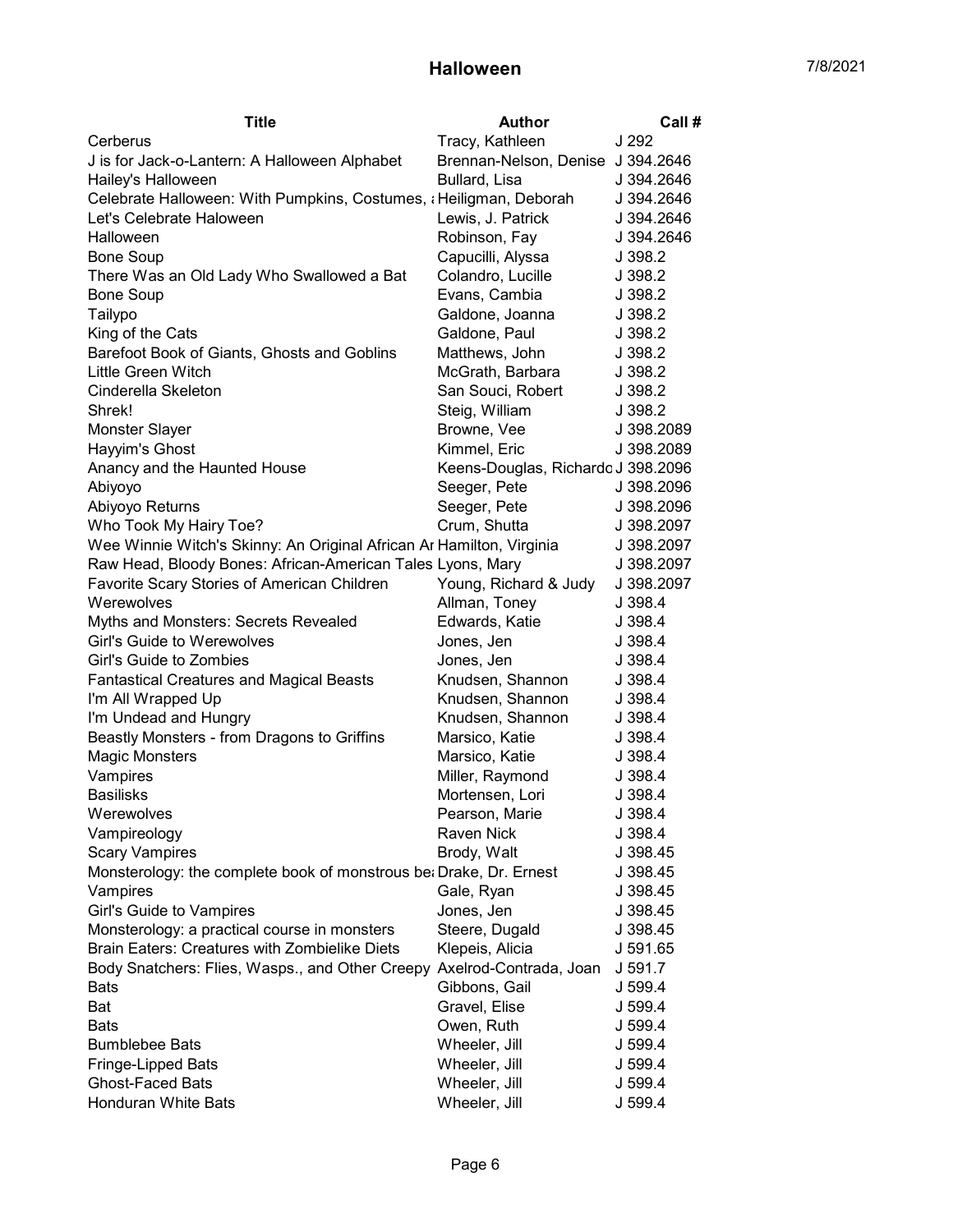| Title | Author | Call # |
| --- | --- | --- |
| Cerberus | Tracy, Kathleen | J 292 |
| J is for Jack-o-Lantern: A Halloween Alphabet | Brennan-Nelson, Denise | J 394.2646 |
| Hailey's Halloween | Bullard, Lisa | J 394.2646 |
| Celebrate Halloween: With Pumpkins, Costumes, a | Heiligman, Deborah | J 394.2646 |
| Let's Celebrate Haloween | Lewis, J. Patrick | J 394.2646 |
| Halloween | Robinson, Fay | J 394.2646 |
| Bone Soup | Capucilli, Alyssa | J 398.2 |
| There Was an Old Lady Who Swallowed a Bat | Colandro, Lucille | J 398.2 |
| Bone Soup | Evans, Cambia | J 398.2 |
| Tailypo | Galdone, Joanna | J 398.2 |
| King of the Cats | Galdone, Paul | J 398.2 |
| Barefoot Book of Giants, Ghosts and Goblins | Matthews, John | J 398.2 |
| Little Green Witch | McGrath, Barbara | J 398.2 |
| Cinderella Skeleton | San Souci, Robert | J 398.2 |
| Shrek! | Steig, William | J 398.2 |
| Monster Slayer | Browne, Vee | J 398.2089 |
| Hayyim's Ghost | Kimmel, Eric | J 398.2089 |
| Anancy and the Haunted House | Keens-Douglas, Richardo | J 398.2096 |
| Abiyoyo | Seeger, Pete | J 398.2096 |
| Abiyoyo Returns | Seeger, Pete | J 398.2096 |
| Who Took My Hairy Toe? | Crum, Shutta | J 398.2097 |
| Wee Winnie Witch's Skinny: An Original African Ar | Hamilton, Virginia | J 398.2097 |
| Raw Head, Bloody Bones: African-American Tales | Lyons, Mary | J 398.2097 |
| Favorite Scary Stories of American Children | Young, Richard & Judy | J 398.2097 |
| Werewolves | Allman, Toney | J 398.4 |
| Myths and Monsters: Secrets Revealed | Edwards, Katie | J 398.4 |
| Girl's Guide to Werewolves | Jones, Jen | J 398.4 |
| Girl's Guide to Zombies | Jones, Jen | J 398.4 |
| Fantastical Creatures and Magical Beasts | Knudsen, Shannon | J 398.4 |
| I'm All Wrapped Up | Knudsen, Shannon | J 398.4 |
| I'm Undead and Hungry | Knudsen, Shannon | J 398.4 |
| Beastly Monsters - from Dragons to Griffins | Marsico, Katie | J 398.4 |
| Magic Monsters | Marsico, Katie | J 398.4 |
| Vampires | Miller, Raymond | J 398.4 |
| Basilisks | Mortensen, Lori | J 398.4 |
| Werewolves | Pearson, Marie | J 398.4 |
| Vampireology | Raven Nick | J 398.4 |
| Scary Vampires | Brody, Walt | J 398.45 |
| Monsterology: the complete book of monstrous be | Drake, Dr. Ernest | J 398.45 |
| Vampires | Gale, Ryan | J 398.45 |
| Girl's Guide to Vampires | Jones, Jen | J 398.45 |
| Monsterology: a practical course in monsters | Steere, Dugald | J 398.45 |
| Brain Eaters: Creatures with Zombielike Diets | Klepeis, Alicia | J 591.65 |
| Body Snatchers: Flies, Wasps., and Other Creepy | Axelrod-Contrada, Joan | J 591.7 |
| Bats | Gibbons, Gail | J 599.4 |
| Bat | Gravel, Elise | J 599.4 |
| Bats | Owen, Ruth | J 599.4 |
| Bumblebee Bats | Wheeler, Jill | J 599.4 |
| Fringe-Lipped Bats | Wheeler, Jill | J 599.4 |
| Ghost-Faced Bats | Wheeler, Jill | J 599.4 |
| Honduran White Bats | Wheeler, Jill | J 599.4 |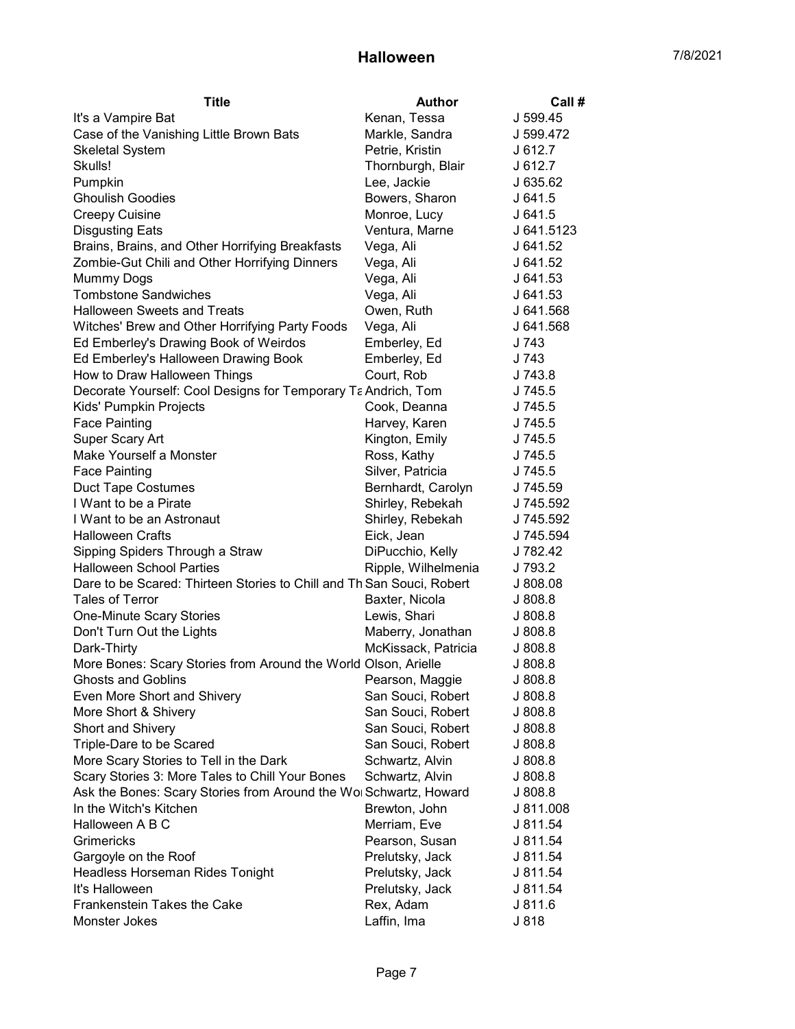# Halloween

7/8/2021

| Title | Author | Call # |
|---|---|---|
| It's a Vampire Bat | Kenan, Tessa | J 599.45 |
| Case of the Vanishing Little Brown Bats | Markle, Sandra | J 599.472 |
| Skeletal System | Petrie, Kristin | J 612.7 |
| Skulls! | Thornburgh, Blair | J 612.7 |
| Pumpkin | Lee, Jackie | J 635.62 |
| Ghoulish Goodies | Bowers, Sharon | J 641.5 |
| Creepy Cuisine | Monroe, Lucy | J 641.5 |
| Disgusting Eats | Ventura, Marne | J 641.5123 |
| Brains, Brains, and Other Horrifying Breakfasts | Vega, Ali | J 641.52 |
| Zombie-Gut Chili and Other Horrifying Dinners | Vega, Ali | J 641.52 |
| Mummy Dogs | Vega, Ali | J 641.53 |
| Tombstone Sandwiches | Vega, Ali | J 641.53 |
| Halloween Sweets and Treats | Owen, Ruth | J 641.568 |
| Witches' Brew and Other Horrifying Party Foods | Vega, Ali | J 641.568 |
| Ed Emberley's Drawing Book of Weirdos | Emberley, Ed | J 743 |
| Ed Emberley's Halloween Drawing Book | Emberley, Ed | J 743 |
| How to Draw Halloween Things | Court, Rob | J 743.8 |
| Decorate Yourself: Cool Designs for Temporary Ta | Andrich, Tom | J 745.5 |
| Kids' Pumpkin Projects | Cook, Deanna | J 745.5 |
| Face Painting | Harvey, Karen | J 745.5 |
| Super Scary Art | Kington, Emily | J 745.5 |
| Make Yourself a Monster | Ross, Kathy | J 745.5 |
| Face Painting | Silver, Patricia | J 745.5 |
| Duct Tape Costumes | Bernhardt, Carolyn | J 745.59 |
| I Want to be a Pirate | Shirley, Rebekah | J 745.592 |
| I Want to be an Astronaut | Shirley, Rebekah | J 745.592 |
| Halloween Crafts | Eick, Jean | J 745.594 |
| Sipping Spiders Through a Straw | DiPucchio, Kelly | J 782.42 |
| Halloween School Parties | Ripple, Wilhelmenia | J 793.2 |
| Dare to be Scared: Thirteen Stories to Chill and Th | San Souci, Robert | J 808.08 |
| Tales of Terror | Baxter, Nicola | J 808.8 |
| One-Minute Scary Stories | Lewis, Shari | J 808.8 |
| Don't Turn Out the Lights | Maberry, Jonathan | J 808.8 |
| Dark-Thirty | McKissack, Patricia | J 808.8 |
| More Bones: Scary Stories from Around the World | Olson, Arielle | J 808.8 |
| Ghosts and Goblins | Pearson, Maggie | J 808.8 |
| Even More Short and Shivery | San Souci, Robert | J 808.8 |
| More Short & Shivery | San Souci, Robert | J 808.8 |
| Short and Shivery | San Souci, Robert | J 808.8 |
| Triple-Dare to be Scared | San Souci, Robert | J 808.8 |
| More Scary Stories to Tell in the Dark | Schwartz, Alvin | J 808.8 |
| Scary Stories 3: More Tales to Chill Your Bones | Schwartz, Alvin | J 808.8 |
| Ask the Bones: Scary Stories from Around the Wo | Schwartz, Howard | J 808.8 |
| In the Witch's Kitchen | Brewton, John | J 811.008 |
| Halloween A B C | Merriam, Eve | J 811.54 |
| Grimericks | Pearson, Susan | J 811.54 |
| Gargoyle on the Roof | Prelutsky, Jack | J 811.54 |
| Headless Horseman Rides Tonight | Prelutsky, Jack | J 811.54 |
| It's Halloween | Prelutsky, Jack | J 811.54 |
| Frankenstein Takes the Cake | Rex, Adam | J 811.6 |
| Monster Jokes | Laffin, Ima | J 818 |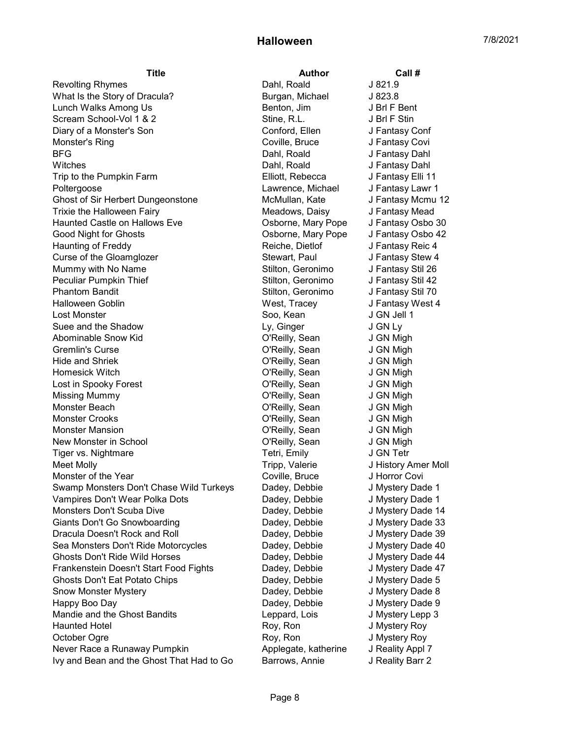# Halloween

7/8/2021

| Title | Author | Call # |
| --- | --- | --- |
| Revolting Rhymes | Dahl, Roald | J 821.9 |
| What Is the Story of Dracula? | Burgan, Michael | J 823.8 |
| Lunch Walks Among Us | Benton, Jim | J Brl F Bent |
| Scream School-Vol 1 & 2 | Stine, R.L. | J Brl F Stin |
| Diary of a Monster's Son | Conford, Ellen | J Fantasy Conf |
| Monster's Ring | Coville, Bruce | J Fantasy Covi |
| BFG | Dahl, Roald | J Fantasy Dahl |
| Witches | Dahl, Roald | J Fantasy Dahl |
| Trip to the Pumpkin Farm | Elliott, Rebecca | J Fantasy Elli 11 |
| Poltergoose | Lawrence, Michael | J Fantasy Lawr 1 |
| Ghost of Sir Herbert Dungeonstone | McMullan, Kate | J Fantasy Mcmu 12 |
| Trixie the Halloween Fairy | Meadows, Daisy | J Fantasy Mead |
| Haunted Castle on Hallows Eve | Osborne, Mary Pope | J Fantasy Osbo 30 |
| Good Night for Ghosts | Osborne, Mary Pope | J Fantasy Osbo 42 |
| Haunting of Freddy | Reiche, Dietlof | J Fantasy Reic 4 |
| Curse of the Gloamglozer | Stewart, Paul | J Fantasy Stew 4 |
| Mummy with No Name | Stilton, Geronimo | J Fantasy Stil 26 |
| Peculiar Pumpkin Thief | Stilton, Geronimo | J Fantasy Stil 42 |
| Phantom Bandit | Stilton, Geronimo | J Fantasy Stil 70 |
| Halloween Goblin | West, Tracey | J Fantasy West 4 |
| Lost Monster | Soo, Kean | J GN Jell 1 |
| Suee and the Shadow | Ly, Ginger | J GN Ly |
| Abominable Snow Kid | O'Reilly, Sean | J GN Migh |
| Gremlin's Curse | O'Reilly, Sean | J GN Migh |
| Hide and Shriek | O'Reilly, Sean | J GN Migh |
| Homesick Witch | O'Reilly, Sean | J GN Migh |
| Lost in Spooky Forest | O'Reilly, Sean | J GN Migh |
| Missing Mummy | O'Reilly, Sean | J GN Migh |
| Monster Beach | O'Reilly, Sean | J GN Migh |
| Monster Crooks | O'Reilly, Sean | J GN Migh |
| Monster Mansion | O'Reilly, Sean | J GN Migh |
| New Monster in School | O'Reilly, Sean | J GN Migh |
| Tiger vs. Nightmare | Tetri, Emily | J GN Tetr |
| Meet Molly | Tripp, Valerie | J History Amer Moll |
| Monster of the Year | Coville, Bruce | J Horror Covi |
| Swamp Monsters Don't Chase Wild Turkeys | Dadey, Debbie | J Mystery Dade 1 |
| Vampires Don't Wear Polka Dots | Dadey, Debbie | J Mystery Dade 1 |
| Monsters Don't Scuba Dive | Dadey, Debbie | J Mystery Dade 14 |
| Giants Don't Go Snowboarding | Dadey, Debbie | J Mystery Dade 33 |
| Dracula Doesn't Rock and Roll | Dadey, Debbie | J Mystery Dade 39 |
| Sea Monsters Don't Ride Motorcycles | Dadey, Debbie | J Mystery Dade 40 |
| Ghosts Don't Ride Wild Horses | Dadey, Debbie | J Mystery Dade 44 |
| Frankenstein Doesn't Start Food Fights | Dadey, Debbie | J Mystery Dade 47 |
| Ghosts Don't Eat Potato Chips | Dadey, Debbie | J Mystery Dade 5 |
| Snow Monster Mystery | Dadey, Debbie | J Mystery Dade 8 |
| Happy Boo Day | Dadey, Debbie | J Mystery Dade 9 |
| Mandie and the Ghost Bandits | Leppard, Lois | J Mystery Lepp 3 |
| Haunted Hotel | Roy, Ron | J Mystery Roy |
| October Ogre | Roy, Ron | J Mystery Roy |
| Never Race a Runaway Pumpkin | Applegate, katherine | J Reality Appl 7 |
| Ivy and Bean and the Ghost That Had to Go | Barrows, Annie | J Reality Barr 2 |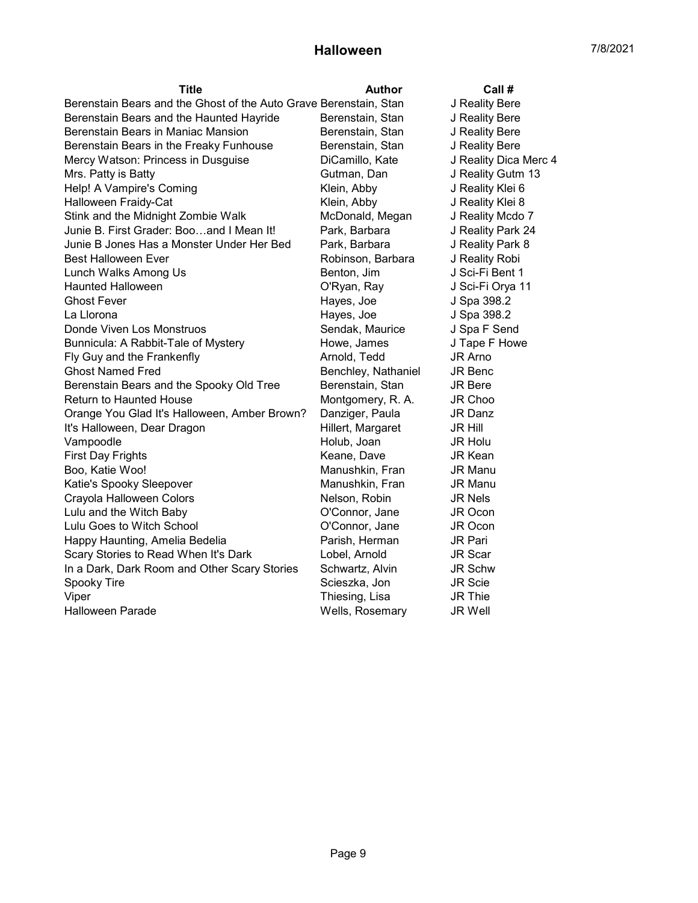# Halloween

7/8/2021

| Title | Author | Call # |
| --- | --- | --- |
| Berenstain Bears and the Ghost of the Auto Grave | Berenstain, Stan | J Reality Bere |
| Berenstain Bears and the Haunted Hayride | Berenstain, Stan | J Reality Bere |
| Berenstain Bears in Maniac Mansion | Berenstain, Stan | J Reality Bere |
| Berenstain Bears in the Freaky Funhouse | Berenstain, Stan | J Reality Bere |
| Mercy Watson: Princess in Dusguise | DiCamillo, Kate | J Reality Dica Merc 4 |
| Mrs. Patty is Batty | Gutman, Dan | J Reality Gutm 13 |
| Help! A Vampire's Coming | Klein, Abby | J Reality Klei 6 |
| Halloween Fraidy-Cat | Klein, Abby | J Reality Klei 8 |
| Stink and the Midnight Zombie Walk | McDonald, Megan | J Reality Mcdo 7 |
| Junie B. First Grader: Boo…and I Mean It! | Park, Barbara | J Reality Park 24 |
| Junie B Jones Has a Monster Under Her Bed | Park, Barbara | J Reality Park 8 |
| Best Halloween Ever | Robinson, Barbara | J Reality Robi |
| Lunch Walks Among Us | Benton, Jim | J Sci-Fi Bent 1 |
| Haunted Halloween | O'Ryan, Ray | J Sci-Fi Orya 11 |
| Ghost Fever | Hayes, Joe | J Spa 398.2 |
| La Llorona | Hayes, Joe | J Spa 398.2 |
| Donde Viven Los Monstruos | Sendak, Maurice | J Spa F Send |
| Bunnicula: A Rabbit-Tale of Mystery | Howe, James | J Tape F Howe |
| Fly Guy and the Frankenfly | Arnold, Tedd | JR Arno |
| Ghost Named Fred | Benchley, Nathaniel | JR Benc |
| Berenstain Bears and the Spooky Old Tree | Berenstain, Stan | JR Bere |
| Return to Haunted House | Montgomery, R. A. | JR Choo |
| Orange You Glad It's Halloween, Amber Brown? | Danziger, Paula | JR Danz |
| It's Halloween, Dear Dragon | Hillert, Margaret | JR Hill |
| Vampoodle | Holub, Joan | JR Holu |
| First Day Frights | Keane, Dave | JR Kean |
| Boo, Katie Woo! | Manushkin, Fran | JR Manu |
| Katie's Spooky Sleepover | Manushkin, Fran | JR Manu |
| Crayola Halloween Colors | Nelson, Robin | JR Nels |
| Lulu and the Witch Baby | O'Connor, Jane | JR Ocon |
| Lulu Goes to Witch School | O'Connor, Jane | JR Ocon |
| Happy Haunting, Amelia Bedelia | Parish, Herman | JR Pari |
| Scary Stories to Read When It's Dark | Lobel, Arnold | JR Scar |
| In a Dark, Dark Room and Other Scary Stories | Schwartz, Alvin | JR Schw |
| Spooky Tire | Scieszka, Jon | JR Scie |
| Viper | Thiesing, Lisa | JR Thie |
| Halloween Parade | Wells, Rosemary | JR Well |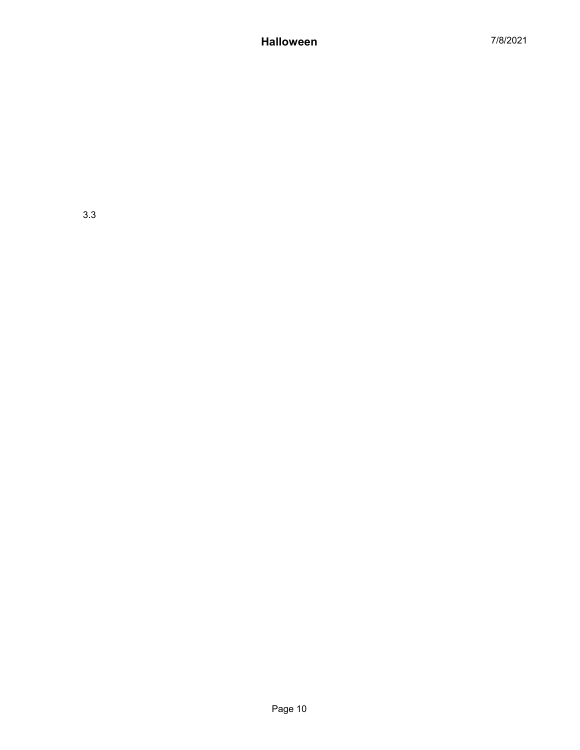3.3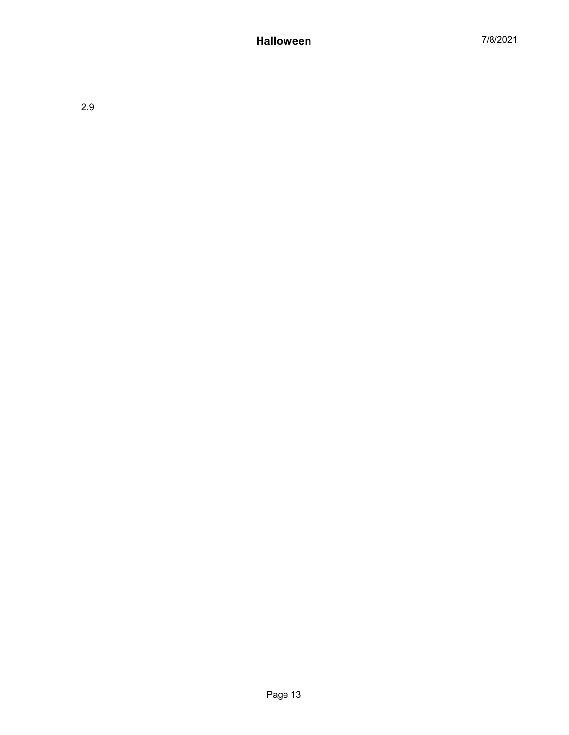2.9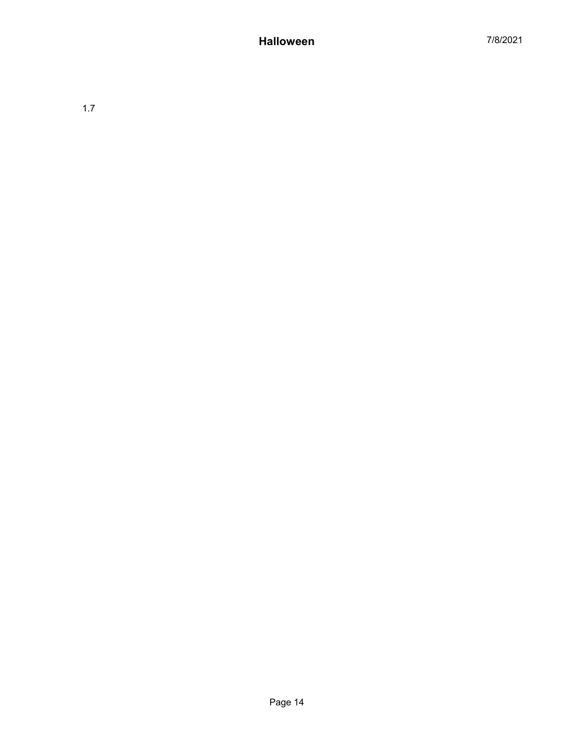1.7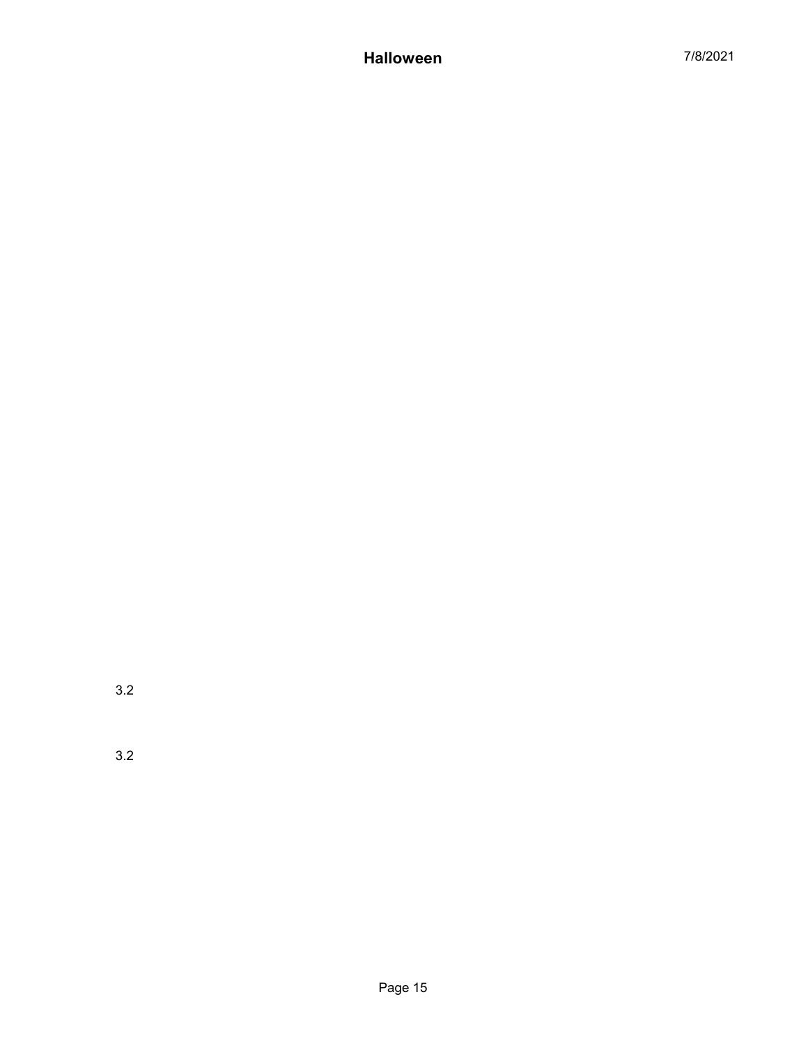3.2

3.2